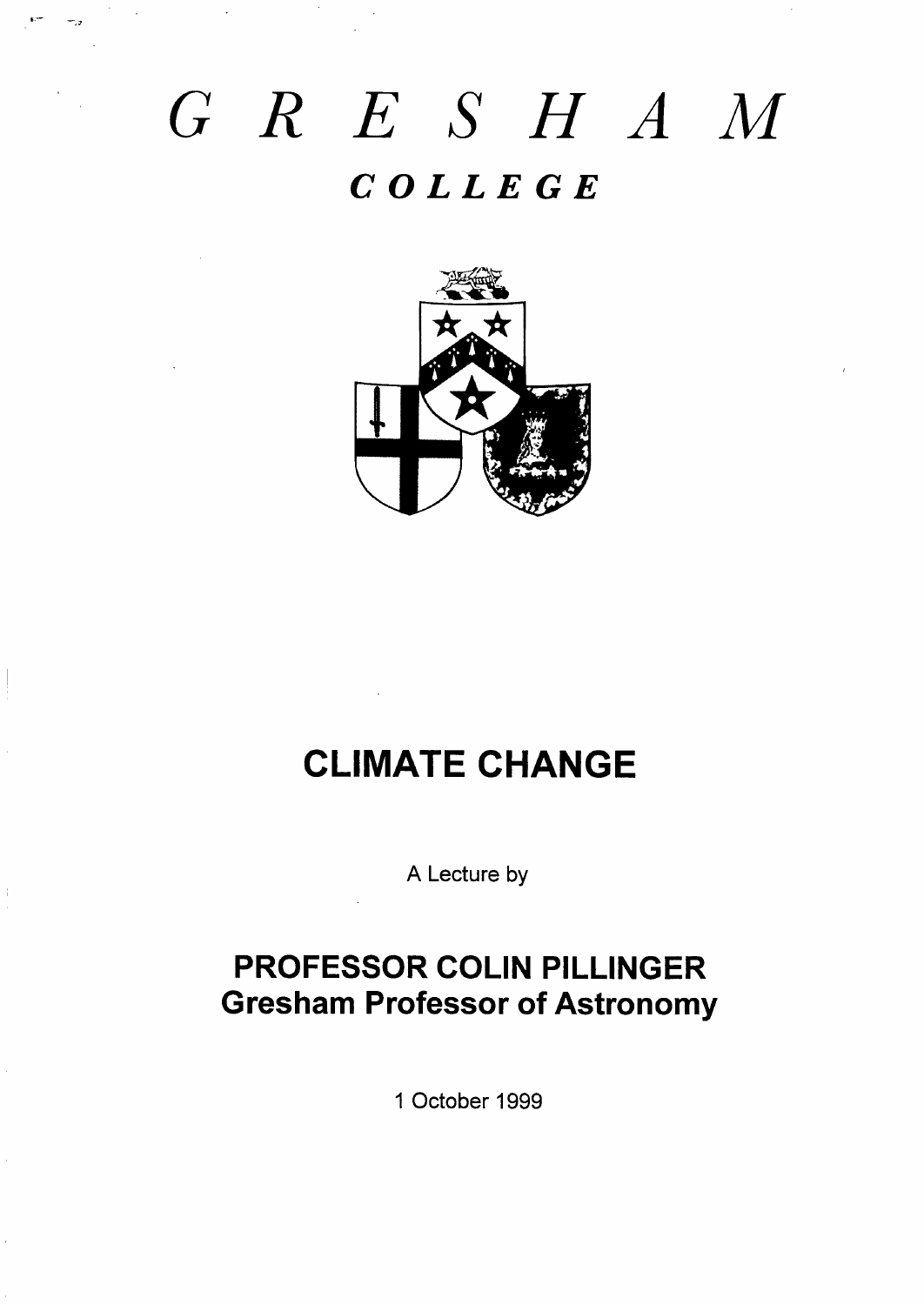# GRESHAM

## COLLEGE

# CLIMATE CHANGE

A Lecture by

## PROFESSOR COLIN PILLINGER
## Gresham Professor of Astronomy

1 October 1999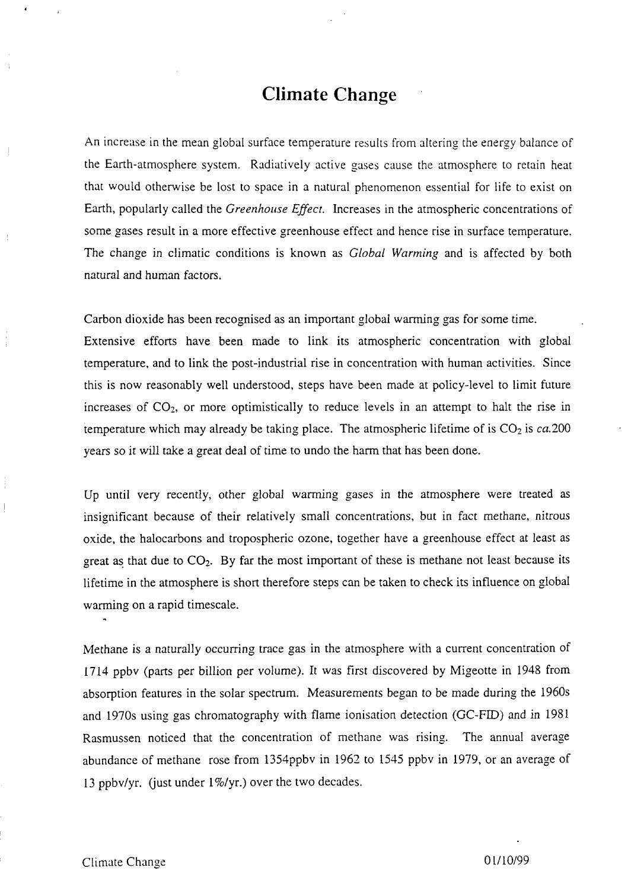# Climate Change

An increase in the mean global surface temperature results from altering the energy balance of the Earth-atmosphere system. Radiatively active gases cause the atmosphere to retain heat that would otherwise be lost to space in a natural phenomenon essential for life to exist on Earth, popularly called the *Greenhouse Effect.* Increases in the atmospheric concentrations of some gases result in a more effective greenhouse effect and hence rise in surface temperature. The change in climatic conditions is known as *Global Warming* and is affected by both natural and human factors.

Carbon dioxide has been recognised as an important global warming gas for some time. Extensive efforts have been made to link its atmospheric concentration with global temperature, and to link the post-industrial rise in concentration with human activities. Since this is now reasonably well understood, steps have been made at policy-level to limit future increases of $CO_2$, or more optimistically to reduce levels in an attempt to halt the rise in temperature which may already be taking place. The atmospheric lifetime of is $CO_2$ is *ca.*200 years so it will take a great deal of time to undo the harm that has been done.

Up until very recently, other global warming gases in the atmosphere were treated as insignificant because of their relatively small concentrations, but in fact methane, nitrous oxide, the halocarbons and tropospheric ozone, together have a greenhouse effect at least as great as that due to $CO_2$. By far the most important of these is methane not least because its lifetime in the atmosphere is short therefore steps can be taken to check its influence on global warming on a rapid timescale.

Methane is a naturally occurring trace gas in the atmosphere with a current concentration of 1714 ppbv (parts per billion per volume). It was first discovered by Migeotte in 1948 from absorption features in the solar spectrum. Measurements began to be made during the 1960s and 1970s using gas chromatography with flame ionisation detection (GC-FID) and in 1981 Rasmussen noticed that the concentration of methane was rising. The annual average abundance of methane rose from 1354ppbv in 1962 to 1545 ppbv in 1979, or an average of 13 ppbv/yr. (just under 1%/yr.) over the two decades.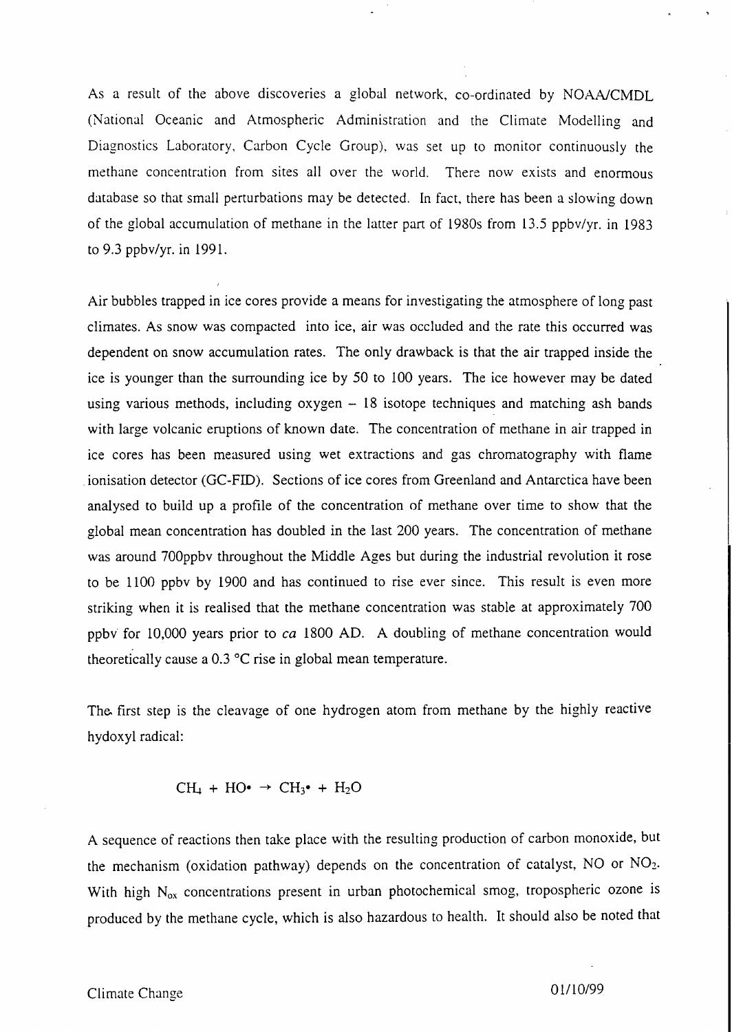As a result of the above discoveries a global network, co-ordinated by NOAA/CMDL (National Oceanic and Atmospheric Administration and the Climate Modelling and Diagnostics Laboratory, Carbon Cycle Group), was set up to monitor continuously the methane concentration from sites all over the world. There now exists and enormous database so that small perturbations may be detected. In fact, there has been a slowing down of the global accumulation of methane in the latter part of 1980s from 13.5 ppbv/yr. in 1983 to 9.3 ppbv/yr. in 1991.

Air bubbles trapped in ice cores provide a means for investigating the atmosphere of long past climates. As snow was compacted into ice, air was occluded and the rate this occurred was dependent on snow accumulation rates. The only drawback is that the air trapped inside the ice is younger than the surrounding ice by 50 to 100 years. The ice however may be dated using various methods, including oxygen – 18 isotope techniques and matching ash bands with large volcanic eruptions of known date. The concentration of methane in air trapped in ice cores has been measured using wet extractions and gas chromatography with flame ionisation detector (GC-FID). Sections of ice cores from Greenland and Antarctica have been analysed to build up a profile of the concentration of methane over time to show that the global mean concentration has doubled in the last 200 years. The concentration of methane was around 700ppbv throughout the Middle Ages but during the industrial revolution it rose to be 1100 ppbv by 1900 and has continued to rise ever since. This result is even more striking when it is realised that the methane concentration was stable at approximately 700 ppbv for 10,000 years prior to *ca* 1800 AD. A doubling of methane concentration would theoretically cause a 0.3 °C rise in global mean temperature.

The first step is the cleavage of one hydrogen atom from methane by the highly reactive hydoxyl radical:

$$CH_4 + HO\bullet \rightarrow CH_3\bullet + H_2O$$

A sequence of reactions then take place with the resulting production of carbon monoxide, but the mechanism (oxidation pathway) depends on the concentration of catalyst, NO or $NO_2$. With high $N_{ox}$ concentrations present in urban photochemical smog, tropospheric ozone is produced by the methane cycle, which is also hazardous to health. It should also be noted that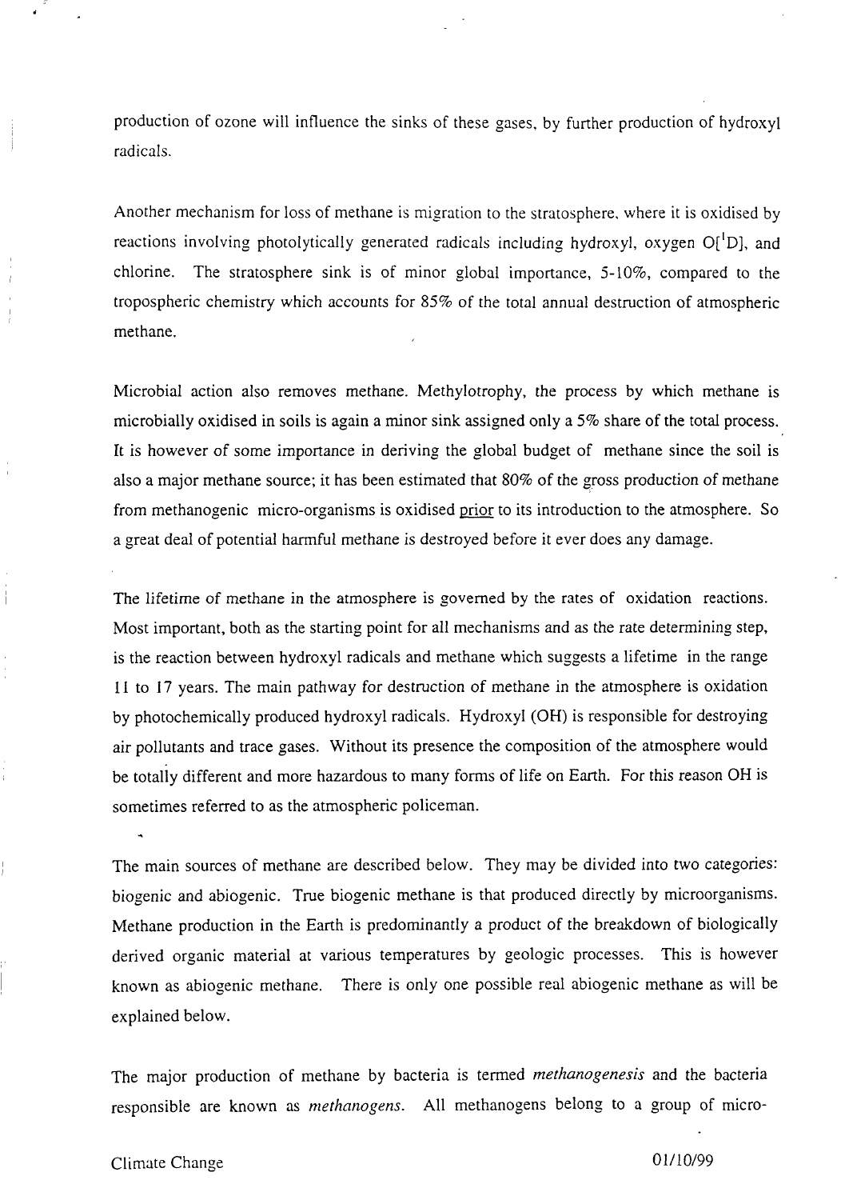production of ozone will influence the sinks of these gases, by further production of hydroxyl radicals.

Another mechanism for loss of methane is migration to the stratosphere, where it is oxidised by reactions involving photolytically generated radicals including hydroxyl, oxygen $O[^1D]$, and chlorine. The stratosphere sink is of minor global importance, 5-10%, compared to the tropospheric chemistry which accounts for 85% of the total annual destruction of atmospheric methane.

Microbial action also removes methane. Methylotrophy, the process by which methane is microbially oxidised in soils is again a minor sink assigned only a 5% share of the total process. It is however of some importance in deriving the global budget of methane since the soil is also a major methane source; it has been estimated that 80% of the gross production of methane from methanogenic micro-organisms is oxidised prior to its introduction to the atmosphere. So a great deal of potential harmful methane is destroyed before it ever does any damage.

The lifetime of methane in the atmosphere is governed by the rates of oxidation reactions. Most important, both as the starting point for all mechanisms and as the rate determining step, is the reaction between hydroxyl radicals and methane which suggests a lifetime in the range 11 to 17 years. The main pathway for destruction of methane in the atmosphere is oxidation by photochemically produced hydroxyl radicals. Hydroxyl (OH) is responsible for destroying air pollutants and trace gases. Without its presence the composition of the atmosphere would be totally different and more hazardous to many forms of life on Earth. For this reason OH is sometimes referred to as the atmospheric policeman.

The main sources of methane are described below. They may be divided into two categories: biogenic and abiogenic. True biogenic methane is that produced directly by microorganisms. Methane production in the Earth is predominantly a product of the breakdown of biologically derived organic material at various temperatures by geologic processes. This is however known as abiogenic methane. There is only one possible real abiogenic methane as will be explained below.

The major production of methane by bacteria is termed *methanogenesis* and the bacteria responsible are known as *methanogens*. All methanogens belong to a group of micro-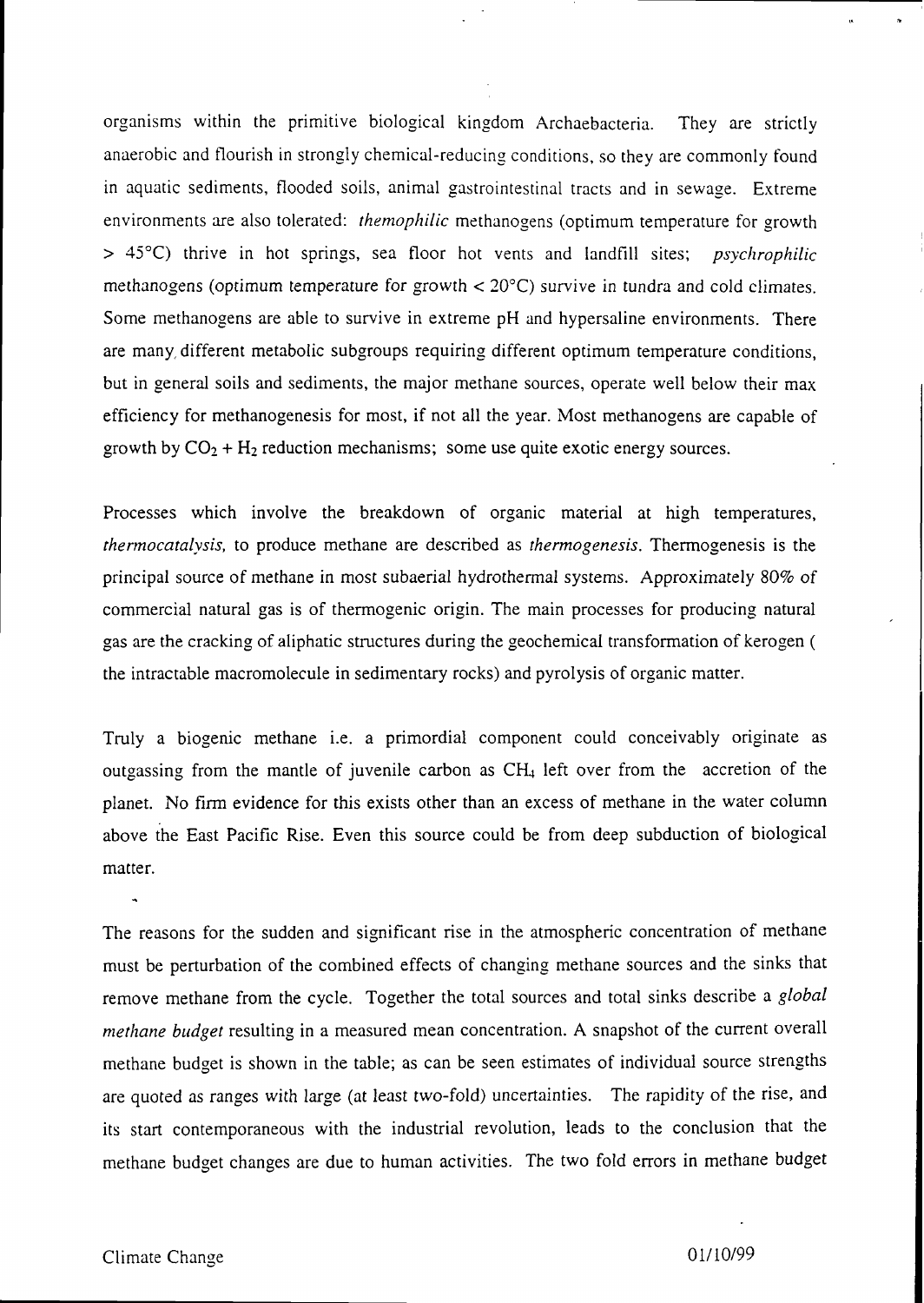organisms within the primitive biological kingdom Archaebacteria. They are strictly anaerobic and flourish in strongly chemical-reducing conditions, so they are commonly found in aquatic sediments, flooded soils, animal gastrointestinal tracts and in sewage. Extreme environments are also tolerated: *themophilic* methanogens (optimum temperature for growth > 45°C) thrive in hot springs, sea floor hot vents and landfill sites; *psychrophilic* methanogens (optimum temperature for growth < 20°C) survive in tundra and cold climates. Some methanogens are able to survive in extreme pH and hypersaline environments. There are many different metabolic subgroups requiring different optimum temperature conditions, but in general soils and sediments, the major methane sources, operate well below their max efficiency for methanogenesis for most, if not all the year. Most methanogens are capable of growth by $CO_2 + H_2$ reduction mechanisms; some use quite exotic energy sources.

Processes which involve the breakdown of organic material at high temperatures, *thermocatalysis,* to produce methane are described as *thermogenesis*. Thermogenesis is the principal source of methane in most subaerial hydrothermal systems. Approximately 80% of commercial natural gas is of thermogenic origin. The main processes for producing natural gas are the cracking of aliphatic structures during the geochemical transformation of kerogen ( the intractable macromolecule in sedimentary rocks) and pyrolysis of organic matter.

Truly a biogenic methane i.e. a primordial component could conceivably originate as outgassing from the mantle of juvenile carbon as $CH_4$ left over from the accretion of the planet. No firm evidence for this exists other than an excess of methane in the water column above the East Pacific Rise. Even this source could be from deep subduction of biological matter.

The reasons for the sudden and significant rise in the atmospheric concentration of methane must be perturbation of the combined effects of changing methane sources and the sinks that remove methane from the cycle. Together the total sources and total sinks describe a *global methane budget* resulting in a measured mean concentration. A snapshot of the current overall methane budget is shown in the table; as can be seen estimates of individual source strengths are quoted as ranges with large (at least two-fold) uncertainties. The rapidity of the rise, and its start contemporaneous with the industrial revolution, leads to the conclusion that the methane budget changes are due to human activities. The two fold errors in methane budget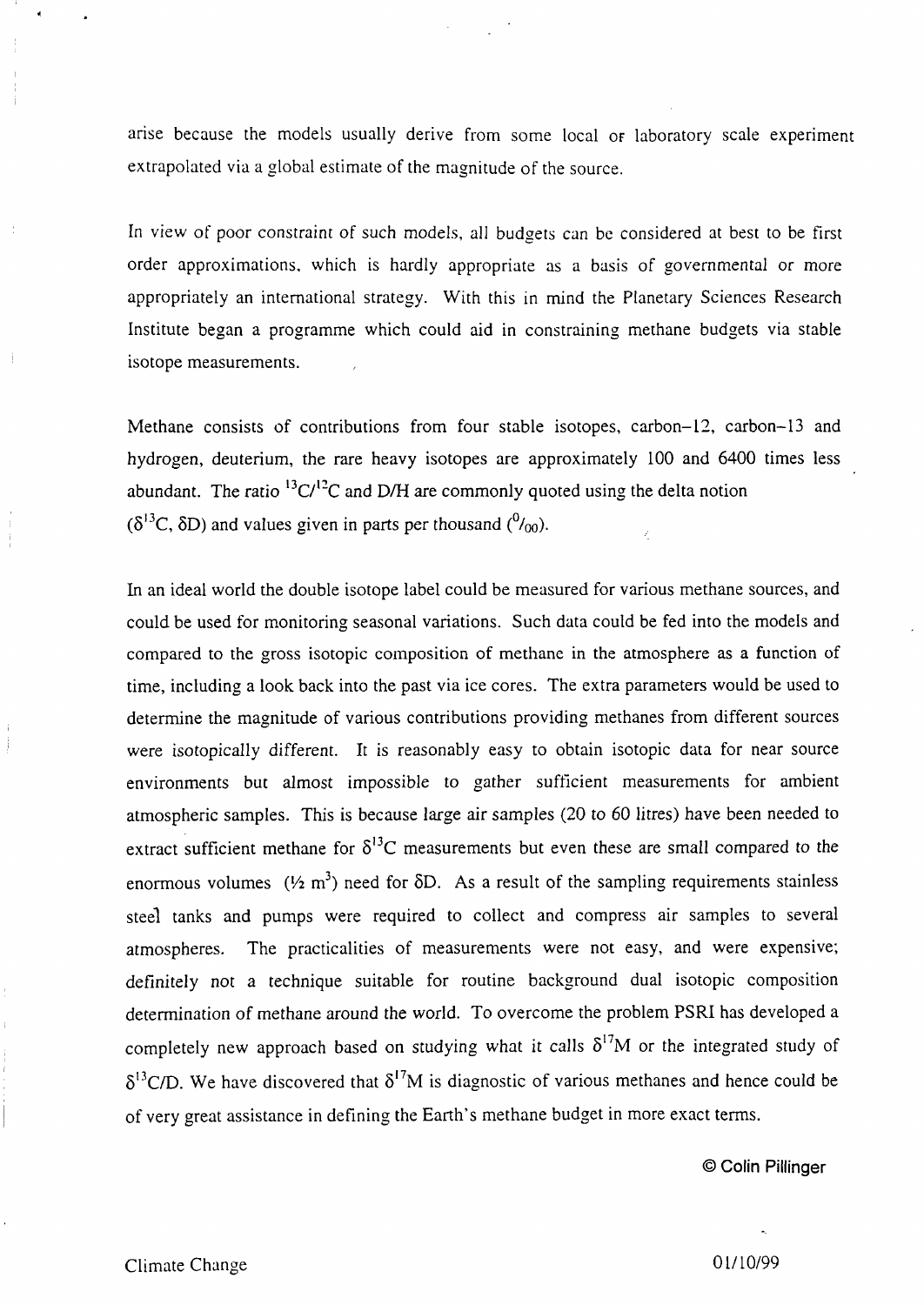arise because the models usually derive from some local or laboratory scale experiment extrapolated via a global estimate of the magnitude of the source.

In view of poor constraint of such models, all budgets can be considered at best to be first order approximations, which is hardly appropriate as a basis of governmental or more appropriately an international strategy. With this in mind the Planetary Sciences Research Institute began a programme which could aid in constraining methane budgets via stable isotope measurements.

Methane consists of contributions from four stable isotopes, carbon–12, carbon–13 and hydrogen, deuterium, the rare heavy isotopes are approximately 100 and 6400 times less abundant. The ratio $^{13}C/^{12}C$ and D/H are commonly quoted using the delta notion ($\delta^{13}C$, $\delta D$) and values given in parts per thousand ($^{0}/_{00}$).

In an ideal world the double isotope label could be measured for various methane sources, and could be used for monitoring seasonal variations. Such data could be fed into the models and compared to the gross isotopic composition of methane in the atmosphere as a function of time, including a look back into the past via ice cores. The extra parameters would be used to determine the magnitude of various contributions providing methanes from different sources were isotopically different. It is reasonably easy to obtain isotopic data for near source environments but almost impossible to gather sufficient measurements for ambient atmospheric samples. This is because large air samples (20 to 60 litres) have been needed to extract sufficient methane for $\delta^{13}C$ measurements but even these are small compared to the enormous volumes (½ $m^3$) need for $\delta D$. As a result of the sampling requirements stainless steel tanks and pumps were required to collect and compress air samples to several atmospheres. The practicalities of measurements were not easy, and were expensive; definitely not a technique suitable for routine background dual isotopic composition determination of methane around the world. To overcome the problem PSRI has developed a completely new approach based on studying what it calls $\delta^{17}M$ or the integrated study of $\delta^{13}C/D$. We have discovered that $\delta^{17}M$ is diagnostic of various methanes and hence could be of very great assistance in defining the Earth's methane budget in more exact terms.

© Colin Pillinger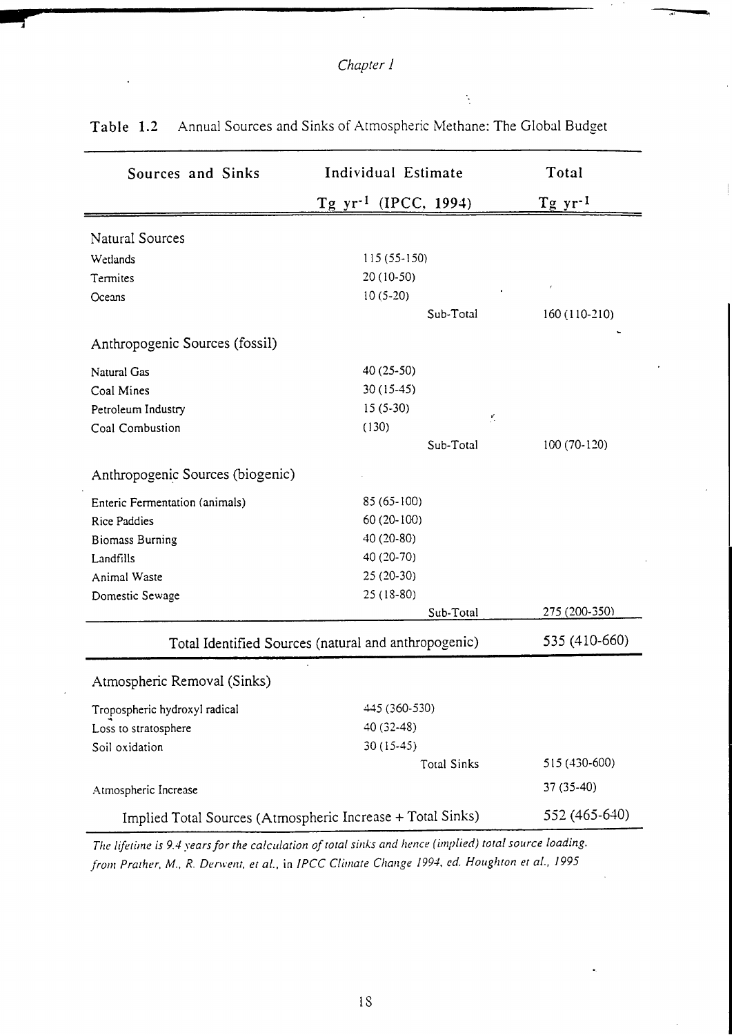Table 1.2 Annual Sources and Sinks of Atmospheric Methane: The Global Budget

| Sources and Sinks | Individual Estimate $Tg\ yr^{-1}$ (IPCC, 1994) | Total $Tg\ yr^{-1}$ |
|---|---|---|
| **Natural Sources** | | |
| Wetlands | 115 (55-150) | |
| Termites | 20 (10-50) | |
| Oceans | 10 (5-20) | |
| | Sub-Total | 160 (110-210) |
| **Anthropogenic Sources (fossil)** | | |
| Natural Gas | 40 (25-50) | |
| Coal Mines | 30 (15-45) | |
| Petroleum Industry | 15 (5-30) | |
| Coal Combustion | (130) | |
| | Sub-Total | 100 (70-120) |
| **Anthropogenic Sources (biogenic)** | | |
| Enteric Fermentation (animals) | 85 (65-100) | |
| Rice Paddies | 60 (20-100) | |
| Biomass Burning | 40 (20-80) | |
| Landfills | 40 (20-70) | |
| Animal Waste | 25 (20-30) | |
| Domestic Sewage | 25 (18-80) | |
| | Sub-Total | 275 (200-350) |
| Total Identified Sources (natural and anthropogenic) | | 535 (410-660) |
| **Atmospheric Removal (Sinks)** | | |
| Tropospheric hydroxyl radical | 445 (360-530) | |
| Loss to stratosphere | 40 (32-48) | |
| Soil oxidation | 30 (15-45) | |
| | Total Sinks | 515 (430-600) |
| Atmospheric Increase | | 37 (35-40) |
| Implied Total Sources (Atmospheric Increase + Total Sinks) | | 552 (465-640) |

*The lifetime is 9.4 years for the calculation of total sinks and hence (implied) total source loading. from Prather, M., R. Derwent, et al.,* in *IPCC Climate Change 1994, ed. Houghton et al., 1995*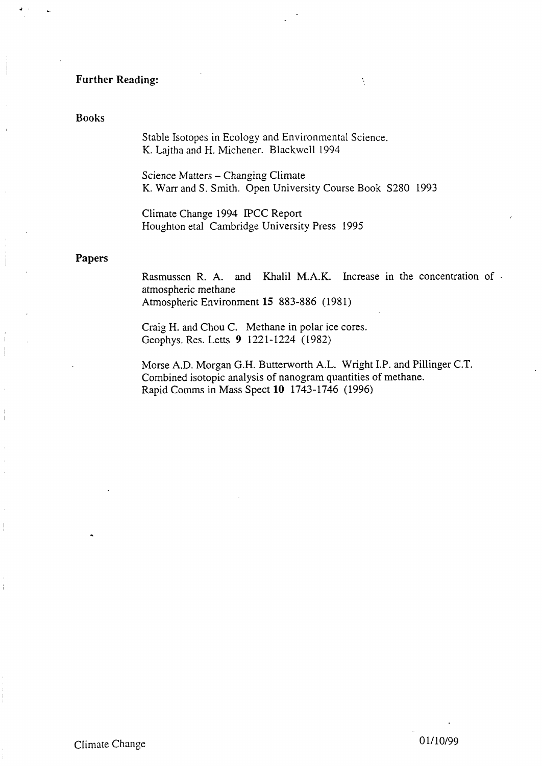## Further Reading:

### Books

Stable Isotopes in Ecology and Environmental Science.
K. Lajtha and H. Michener. Blackwell 1994

Science Matters – Changing Climate
K. Warr and S. Smith. Open University Course Book S280 1993

Climate Change 1994 IPCC Report
Houghton etal Cambridge University Press 1995

### Papers

Rasmussen R. A. and Khalil M.A.K. Increase in the concentration of atmospheric methane
Atmospheric Environment **15** 883-886 (1981)

Craig H. and Chou C. Methane in polar ice cores.
Geophys. Res. Letts **9** 1221-1224 (1982)

Morse A.D. Morgan G.H. Butterworth A.L. Wright I.P. and Pillinger C.T.
Combined isotopic analysis of nanogram quantities of methane.
Rapid Comms in Mass Spect **10** 1743-1746 (1996)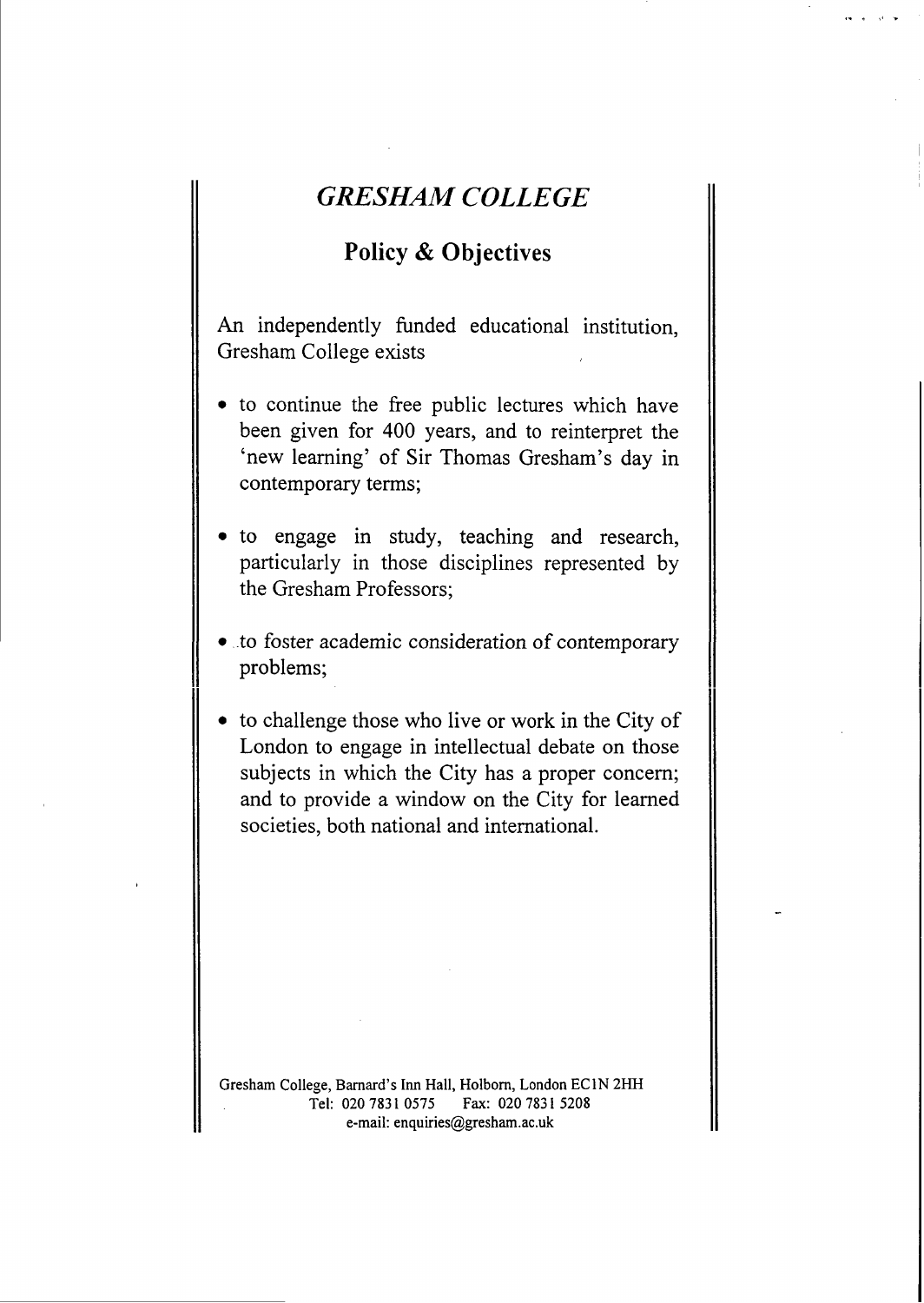# *GRESHAM COLLEGE*

## Policy & Objectives

An independently funded educational institution, Gresham College exists

- to continue the free public lectures which have been given for 400 years, and to reinterpret the 'new learning' of Sir Thomas Gresham's day in contemporary terms;
- to engage in study, teaching and research, particularly in those disciplines represented by the Gresham Professors;
- to foster academic consideration of contemporary problems;
- to challenge those who live or work in the City of London to engage in intellectual debate on those subjects in which the City has a proper concern; and to provide a window on the City for learned societies, both national and international.

Gresham College, Barnard's Inn Hall, Holborn, London EC1N 2HH
Tel: 020 7831 0575 Fax: 020 7831 5208
e-mail: enquiries@gresham.ac.uk